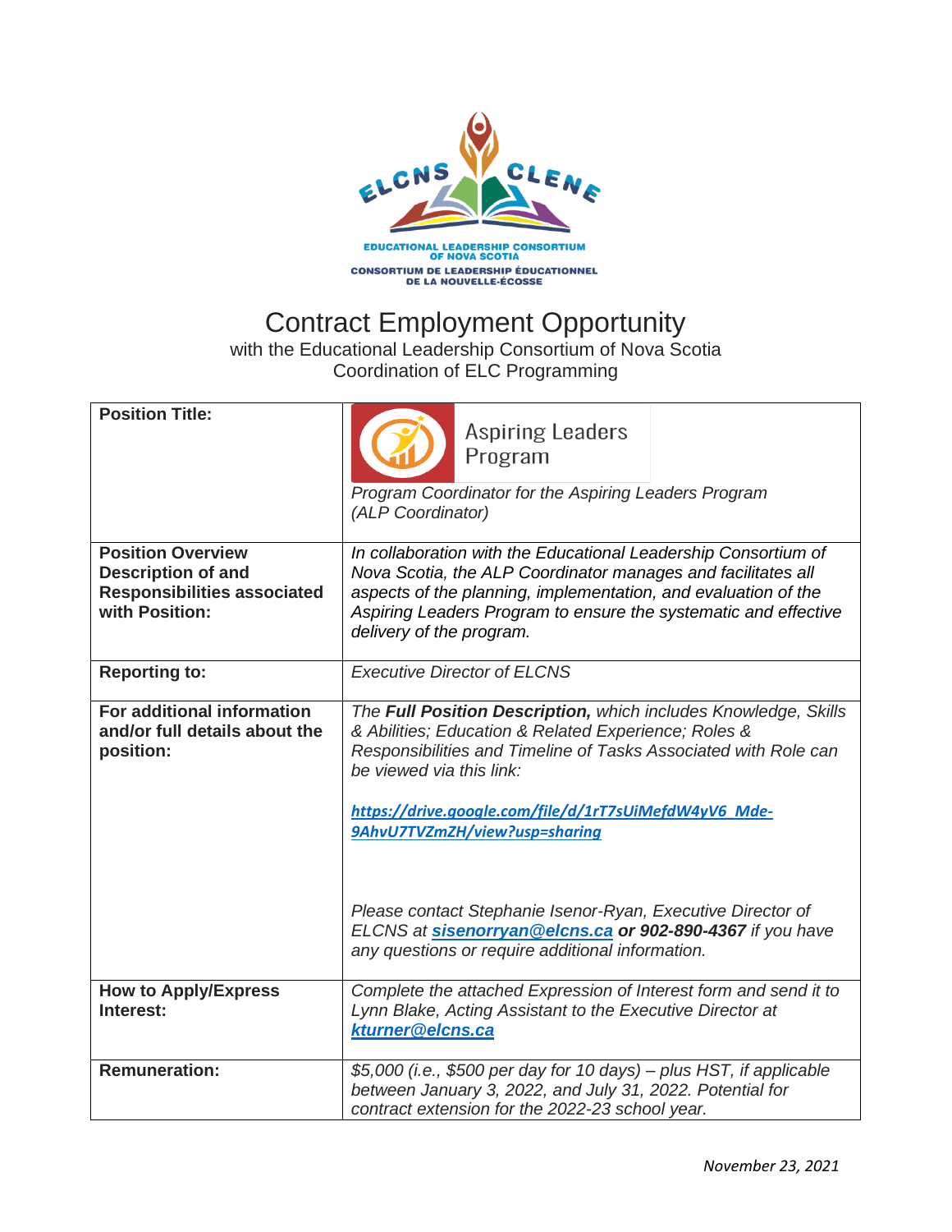ELCNS CLENE

EDUCATIONAL LEADERSHIP CONSORTIUM OF NOVA SCOTIA
CONSORTIUM DE LEADERSHIP ÉDUCATIONNEL DE LA NOUVELLE-ÉCOSSE

# Contract Employment Opportunity

with the Educational Leadership Consortium of Nova Scotia
Coordination of ELC Programming

| **Position Title:** | Aspiring Leaders Program<br><br>*Program Coordinator for the Aspiring Leaders Program (ALP Coordinator)* |
|---|---|
| **Position Overview Description of and Responsibilities associated with Position:** | *In collaboration with the Educational Leadership Consortium of Nova Scotia, the ALP Coordinator manages and facilitates all aspects of the planning, implementation, and evaluation of the Aspiring Leaders Program to ensure the systematic and effective delivery of the program.* |
| **Reporting to:** | *Executive Director of ELCNS* |
| **For additional information and/or full details about the position:** | *The **Full Position Description,** which includes Knowledge, Skills & Abilities; Education & Related Experience; Roles & Responsibilities and Timeline of Tasks Associated with Role can be viewed via this link:*<br><br>***https://drive.google.com/file/d/1rT7sUiMefdW4yV6_Mde-9AhvU7TVZmZH/view?usp=sharing***<br><br>*Please contact Stephanie Isenor-Ryan, Executive Director of ELCNS at **sisenorryan@elcns.ca** **or 902-890-4367** if you have any questions or require additional information.* |
| **How to Apply/Express Interest:** | *Complete the attached Expression of Interest form and send it to Lynn Blake, Acting Assistant to the Executive Director at **kturner@elcns.ca*** |
| **Remuneration:** | *$5,000 (i.e., $500 per day for 10 days) – plus HST, if applicable between January 3, 2022, and July 31, 2022. Potential for contract extension for the 2022-23 school year.* |

*November 23, 2021*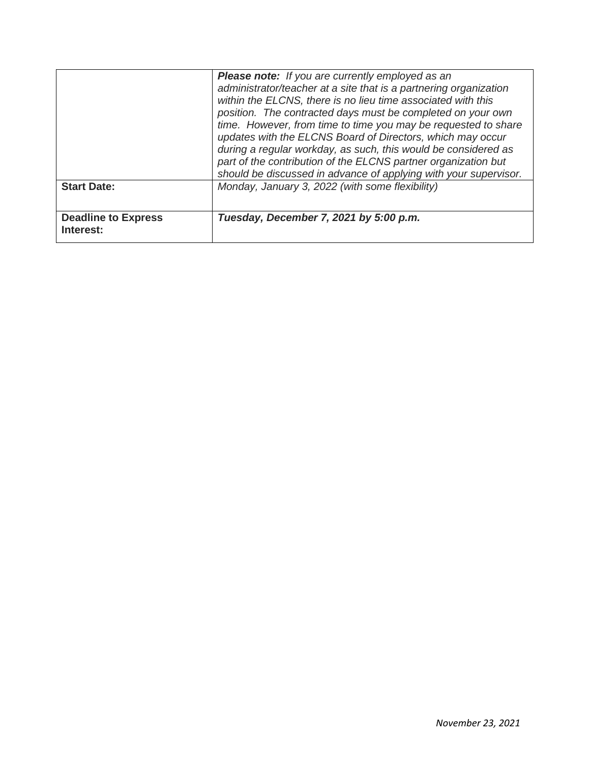| | |
|---|---|
| | ***Please note:*** *If you are currently employed as an administrator/teacher at a site that is a partnering organization within the ELCNS, there is no lieu time associated with this position. The contracted days must be completed on your own time. However, from time to time you may be requested to share updates with the ELCNS Board of Directors, which may occur during a regular workday, as such, this would be considered as part of the contribution of the ELCNS partner organization but should be discussed in advance of applying with your supervisor.* |
| **Start Date:** | *Monday, January 3, 2022 (with some flexibility)* |
| **Deadline to Express Interest:** | ***Tuesday, December 7, 2021 by 5:00 p.m.*** |

*November 23, 2021*